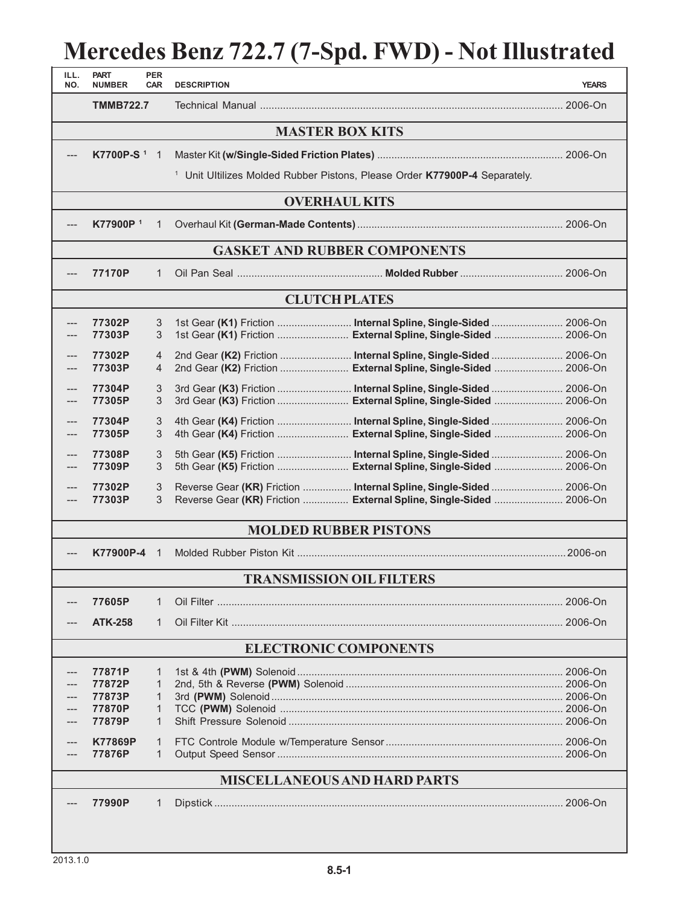# Mercedes Benz 722.7 (7-Spd. FWD) - Not Illustrated

| ILL. NO. | PART NUMBER | PER CAR | DESCRIPTION | YEARS |
|---|---|---|---|---|
| | **TMMB722.7** | | Technical Manual | 2006-On |
| | | | **MASTER BOX KITS** | |
| --- | **K7700P-S** [1] | 1 | Master Kit **(w/Single-Sided Friction Plates)** | 2006-On |
| | | | [1] Unit Ultilizes Molded Rubber Pistons, Please Order **K77900P-4** Separately. | |
| | | | **OVERHAUL KITS** | |
| --- | **K77900P** [1] | 1 | Overhaul Kit **(German-Made Contents)** | 2006-On |
| | | | **GASKET AND RUBBER COMPONENTS** | |
| --- | **77170P** | 1 | Oil Pan Seal **Molded Rubber** | 2006-On |
| | | | **CLUTCH PLATES** | |
| --- | **77302P** | 3 | 1st Gear **(K1)** Friction **Internal Spline, Single-Sided** | 2006-On |
| --- | **77303P** | 3 | 1st Gear **(K1)** Friction **External Spline, Single-Sided** | 2006-On |
| --- | **77302P** | 4 | 2nd Gear **(K2)** Friction **Internal Spline, Single-Sided** | 2006-On |
| --- | **77303P** | 4 | 2nd Gear **(K2)** Friction **External Spline, Single-Sided** | 2006-On |
| --- | **77304P** | 3 | 3rd Gear **(K3)** Friction **Internal Spline, Single-Sided** | 2006-On |
| --- | **77305P** | 3 | 3rd Gear **(K3)** Friction **External Spline, Single-Sided** | 2006-On |
| --- | **77304P** | 3 | 4th Gear **(K4)** Friction **Internal Spline, Single-Sided** | 2006-On |
| --- | **77305P** | 3 | 4th Gear **(K4)** Friction **External Spline, Single-Sided** | 2006-On |
| --- | **77308P** | 3 | 5th Gear **(K5)** Friction **Internal Spline, Single-Sided** | 2006-On |
| --- | **77309P** | 3 | 5th Gear **(K5)** Friction **External Spline, Single-Sided** | 2006-On |
| --- | **77302P** | 3 | Reverse Gear **(KR)** Friction **Internal Spline, Single-Sided** | 2006-On |
| --- | **77303P** | 3 | Reverse Gear **(KR)** Friction **External Spline, Single-Sided** | 2006-On |
| | | | **MOLDED RUBBER PISTONS** | |
| --- | **K77900P-4** | 1 | Molded Rubber Piston Kit | 2006-on |
| | | | **TRANSMISSION OIL FILTERS** | |
| --- | **77605P** | 1 | Oil Filter | 2006-On |
| --- | **ATK-258** | 1 | Oil Filter Kit | 2006-On |
| | | | **ELECTRONIC COMPONENTS** | |
| --- | **77871P** | 1 | 1st & 4th **(PWM)** Solenoid | 2006-On |
| --- | **77872P** | 1 | 2nd, 5th & Reverse **(PWM)** Solenoid | 2006-On |
| --- | **77873P** | 1 | 3rd **(PWM)** Solenoid | 2006-On |
| --- | **77870P** | 1 | TCC **(PWM)** Solenoid | 2006-On |
| --- | **77879P** | 1 | Shift Pressure Solenoid | 2006-On |
| --- | **K77869P** | 1 | FTC Controle Module w/Temperature Sensor | 2006-On |
| --- | **77876P** | 1 | Output Speed Sensor | 2006-On |
| | | | **MISCELLANEOUS AND HARD PARTS** | |
| --- | **77990P** | 1 | Dipstick | 2006-On |

2013.1.0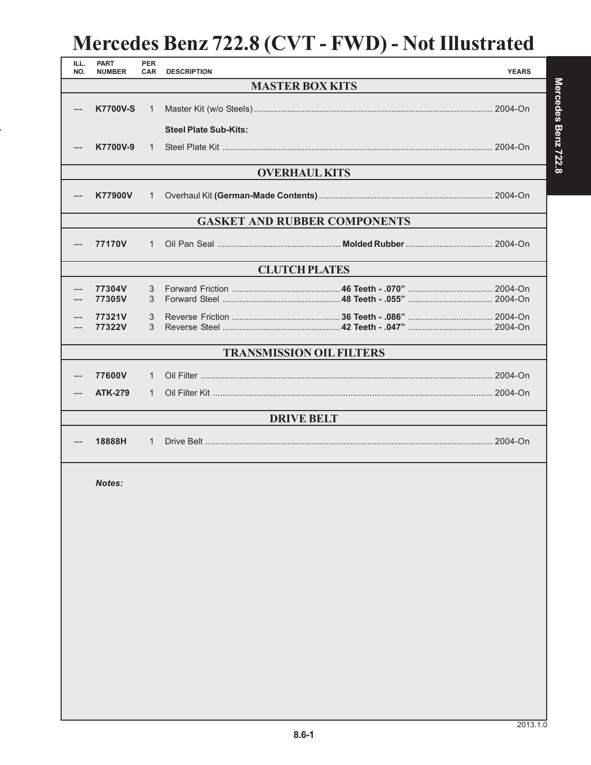# Mercedes Benz 722.8 (CVT - FWD) - Not Illustrated

| ILL. NO. | PART NUMBER | PER CAR | DESCRIPTION | | YEARS |
|---|---|---|---|---|---|
| | | | **MASTER BOX KITS** | | |
| --- | **K7700V-S** | 1 | Master Kit (w/o Steels) | | 2004-On |
| | | | **Steel Plate Sub-Kits:** | | |
| --- | **K7700V-9** | 1 | Steel Plate Kit | | 2004-On |
| | | | **OVERHAUL KITS** | | |
| --- | **K77900V** | 1 | Overhaul Kit **(German-Made Contents)** | | 2004-On |
| | | | **GASKET AND RUBBER COMPONENTS** | | |
| --- | **77170V** | 1 | Oil Pan Seal | **Molded Rubber** | 2004-On |
| | | | **CLUTCH PLATES** | | |
| --- | **77304V** | 3 | Forward Friction | **46 Teeth - .070”** | 2004-On |
| --- | **77305V** | 3 | Forward Steel | **48 Teeth - .055”** | 2004-On |
| --- | **77321V** | 3 | Reverse Friction | **36 Teeth - .086”** | 2004-On |
| --- | **77322V** | 3 | Reverse Steel | **42 Teeth - .047”** | 2004-On |
| | | | **TRANSMISSION OIL FILTERS** | | |
| --- | **77600V** | 1 | Oil Filter | | 2004-On |
| --- | **ATK-279** | 1 | Oil Filter Kit | | 2004-On |
| | | | **DRIVE BELT** | | |
| --- | **18888H** | 1 | Drive Belt | | 2004-On |

***Notes:***

2013.1.0